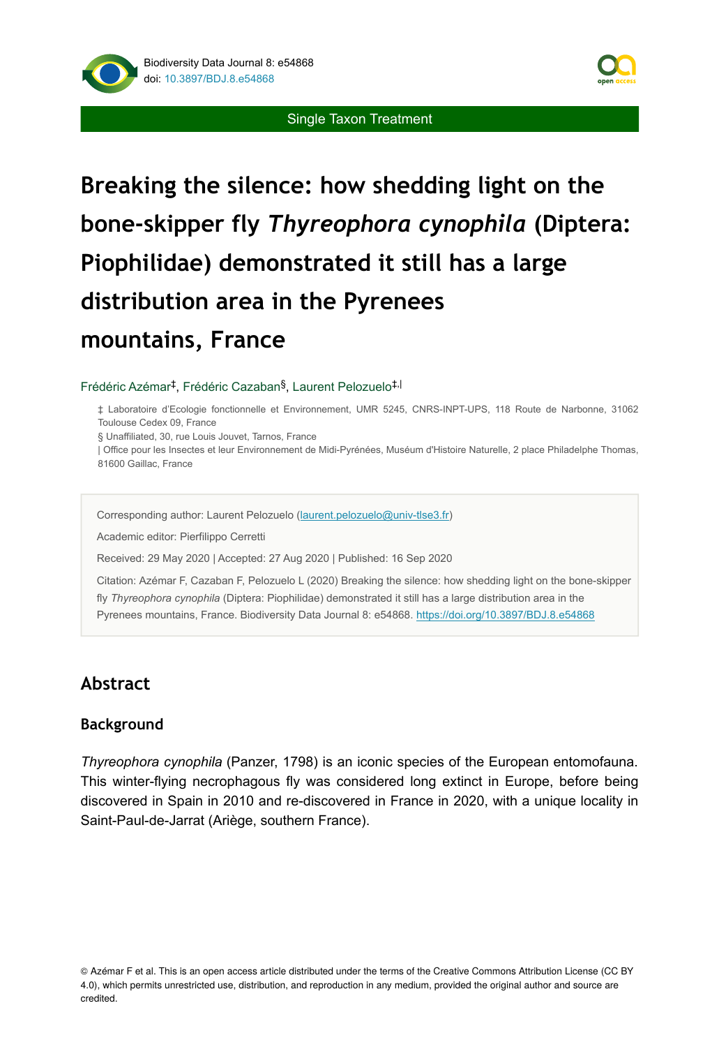Single Taxon Treatment

# Breaking the silence: how shedding light on the bone-skipper fly *Thyreophora cynophila* (Diptera: Piophilidae) demonstrated it still has a large distribution area in the Pyrenees mountains, France

Frédéric Azémar[‡], Frédéric Cazaban[§], Laurent Pelozuelo[‡,|]

‡ Laboratoire d'Ecologie fonctionnelle et Environnement, UMR 5245, CNRS-INPT-UPS, 118 Route de Narbonne, 31062 Toulouse Cedex 09, France

§ Unaffiliated, 30, rue Louis Jouvet, Tarnos, France

| Office pour les Insectes et leur Environnement de Midi-Pyrénées, Muséum d'Histoire Naturelle, 2 place Philadelphe Thomas, 81600 Gaillac, France

Corresponding author: Laurent Pelozuelo (laurent.pelozuelo@univ-tlse3.fr)

Academic editor: Pierfilippo Cerretti

Received: 29 May 2020 | Accepted: 27 Aug 2020 | Published: 16 Sep 2020

Citation: Azémar F, Cazaban F, Pelozuelo L (2020) Breaking the silence: how shedding light on the bone-skipper fly *Thyreophora cynophila* (Diptera: Piophilidae) demonstrated it still has a large distribution area in the Pyrenees mountains, France. Biodiversity Data Journal 8: e54868. https://doi.org/10.3897/BDJ.8.e54868

## Abstract

### Background

*Thyreophora cynophila* (Panzer, 1798) is an iconic species of the European entomofauna. This winter-flying necrophagous fly was considered long extinct in Europe, before being discovered in Spain in 2010 and re-discovered in France in 2020, with a unique locality in Saint-Paul-de-Jarrat (Ariège, southern France).

© Azémar F et al. This is an open access article distributed under the terms of the Creative Commons Attribution License (CC BY 4.0), which permits unrestricted use, distribution, and reproduction in any medium, provided the original author and source are credited.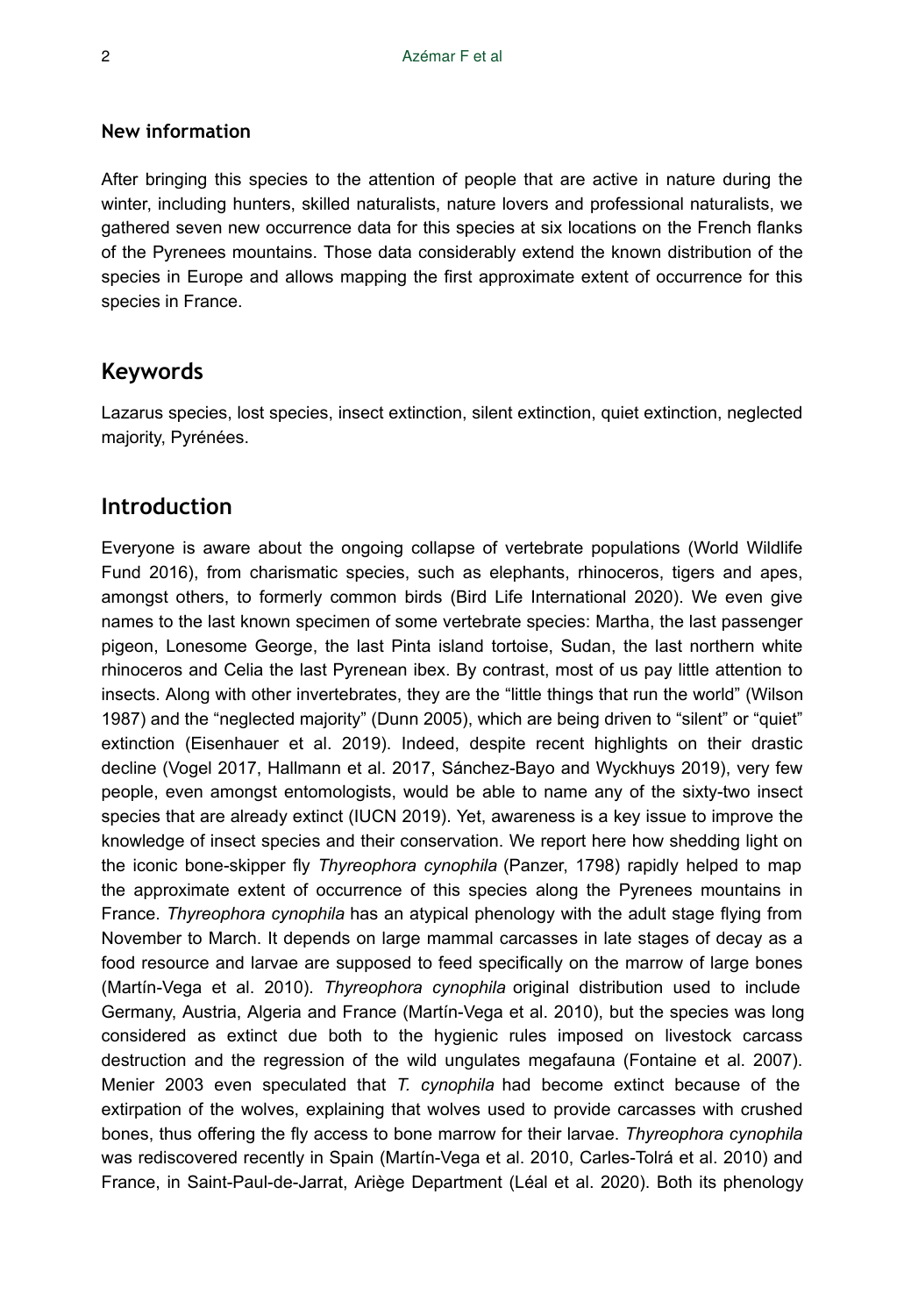### New information

After bringing this species to the attention of people that are active in nature during the winter, including hunters, skilled naturalists, nature lovers and professional naturalists, we gathered seven new occurrence data for this species at six locations on the French flanks of the Pyrenees mountains. Those data considerably extend the known distribution of the species in Europe and allows mapping the first approximate extent of occurrence for this species in France.

## Keywords

Lazarus species, lost species, insect extinction, silent extinction, quiet extinction, neglected majority, Pyrénées.

## Introduction

Everyone is aware about the ongoing collapse of vertebrate populations (World Wildlife Fund 2016), from charismatic species, such as elephants, rhinoceros, tigers and apes, amongst others, to formerly common birds (Bird Life International 2020). We even give names to the last known specimen of some vertebrate species: Martha, the last passenger pigeon, Lonesome George, the last Pinta island tortoise, Sudan, the last northern white rhinoceros and Celia the last Pyrenean ibex. By contrast, most of us pay little attention to insects. Along with other invertebrates, they are the "little things that run the world" (Wilson 1987) and the "neglected majority" (Dunn 2005), which are being driven to "silent" or "quiet" extinction (Eisenhauer et al. 2019). Indeed, despite recent highlights on their drastic decline (Vogel 2017, Hallmann et al. 2017, Sánchez-Bayo and Wyckhuys 2019), very few people, even amongst entomologists, would be able to name any of the sixty-two insect species that are already extinct (IUCN 2019). Yet, awareness is a key issue to improve the knowledge of insect species and their conservation. We report here how shedding light on the iconic bone-skipper fly *Thyreophora cynophila* (Panzer, 1798) rapidly helped to map the approximate extent of occurrence of this species along the Pyrenees mountains in France. *Thyreophora cynophila* has an atypical phenology with the adult stage flying from November to March. It depends on large mammal carcasses in late stages of decay as a food resource and larvae are supposed to feed specifically on the marrow of large bones (Martín-Vega et al. 2010). *Thyreophora cynophila* original distribution used to include Germany, Austria, Algeria and France (Martín-Vega et al. 2010), but the species was long considered as extinct due both to the hygienic rules imposed on livestock carcass destruction and the regression of the wild ungulates megafauna (Fontaine et al. 2007). Menier 2003 even speculated that *T. cynophila* had become extinct because of the extirpation of the wolves, explaining that wolves used to provide carcasses with crushed bones, thus offering the fly access to bone marrow for their larvae. *Thyreophora cynophila* was rediscovered recently in Spain (Martín-Vega et al. 2010, Carles-Tolrá et al. 2010) and France, in Saint-Paul-de-Jarrat, Ariège Department (Léal et al. 2020). Both its phenology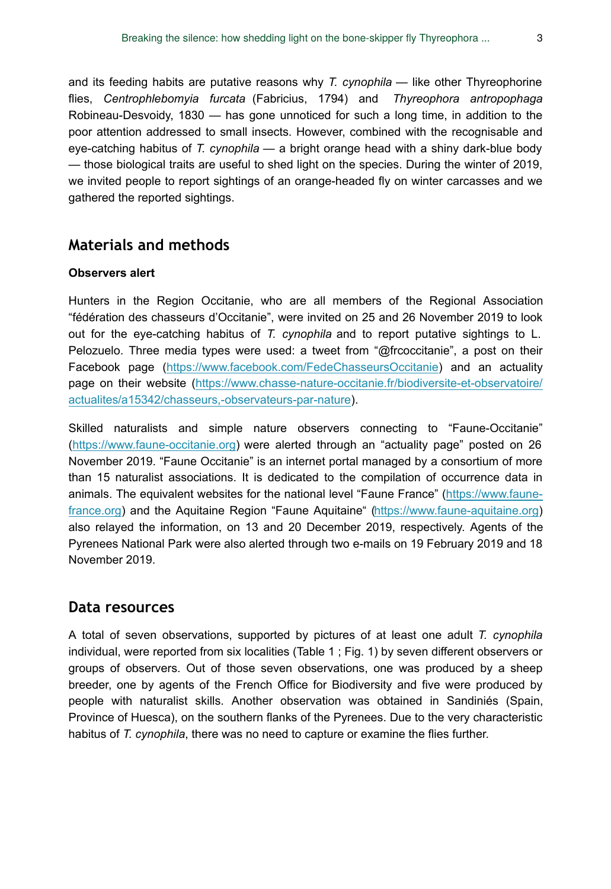and its feeding habits are putative reasons why *T. cynophila* — like other Thyreophorine flies, *Centrophlebomyia furcata* (Fabricius, 1794) and *Thyreophora antropophaga* Robineau-Desvoidy, 1830 — has gone unnoticed for such a long time, in addition to the poor attention addressed to small insects. However, combined with the recognisable and eye-catching habitus of *T. cynophila* — a bright orange head with a shiny dark-blue body — those biological traits are useful to shed light on the species. During the winter of 2019, we invited people to report sightings of an orange-headed fly on winter carcasses and we gathered the reported sightings.

## Materials and methods

**Observers alert**

Hunters in the Region Occitanie, who are all members of the Regional Association "fédération des chasseurs d'Occitanie", were invited on 25 and 26 November 2019 to look out for the eye-catching habitus of *T. cynophila* and to report putative sightings to L. Pelozuelo. Three media types were used: a tweet from "@frcoccitanie", a post on their Facebook page (https://www.facebook.com/FedeChasseursOccitanie) and an actuality page on their website (https://www.chasse-nature-occitanie.fr/biodiversite-et-observatoire/actualites/a15342/chasseurs,-observateurs-par-nature).

Skilled naturalists and simple nature observers connecting to "Faune-Occitanie" (https://www.faune-occitanie.org) were alerted through an "actuality page" posted on 26 November 2019. "Faune Occitanie" is an internet portal managed by a consortium of more than 15 naturalist associations. It is dedicated to the compilation of occurrence data in animals. The equivalent websites for the national level "Faune France" (https://www.faune-france.org) and the Aquitaine Region "Faune Aquitaine" (https://www.faune-aquitaine.org) also relayed the information, on 13 and 20 December 2019, respectively. Agents of the Pyrenees National Park were also alerted through two e-mails on 19 February 2019 and 18 November 2019.

## Data resources

A total of seven observations, supported by pictures of at least one adult *T. cynophila* individual, were reported from six localities (Table 1 ; Fig. 1) by seven different observers or groups of observers. Out of those seven observations, one was produced by a sheep breeder, one by agents of the French Office for Biodiversity and five were produced by people with naturalist skills. Another observation was obtained in Sandiniés (Spain, Province of Huesca), on the southern flanks of the Pyrenees. Due to the very characteristic habitus of *T. cynophila*, there was no need to capture or examine the flies further.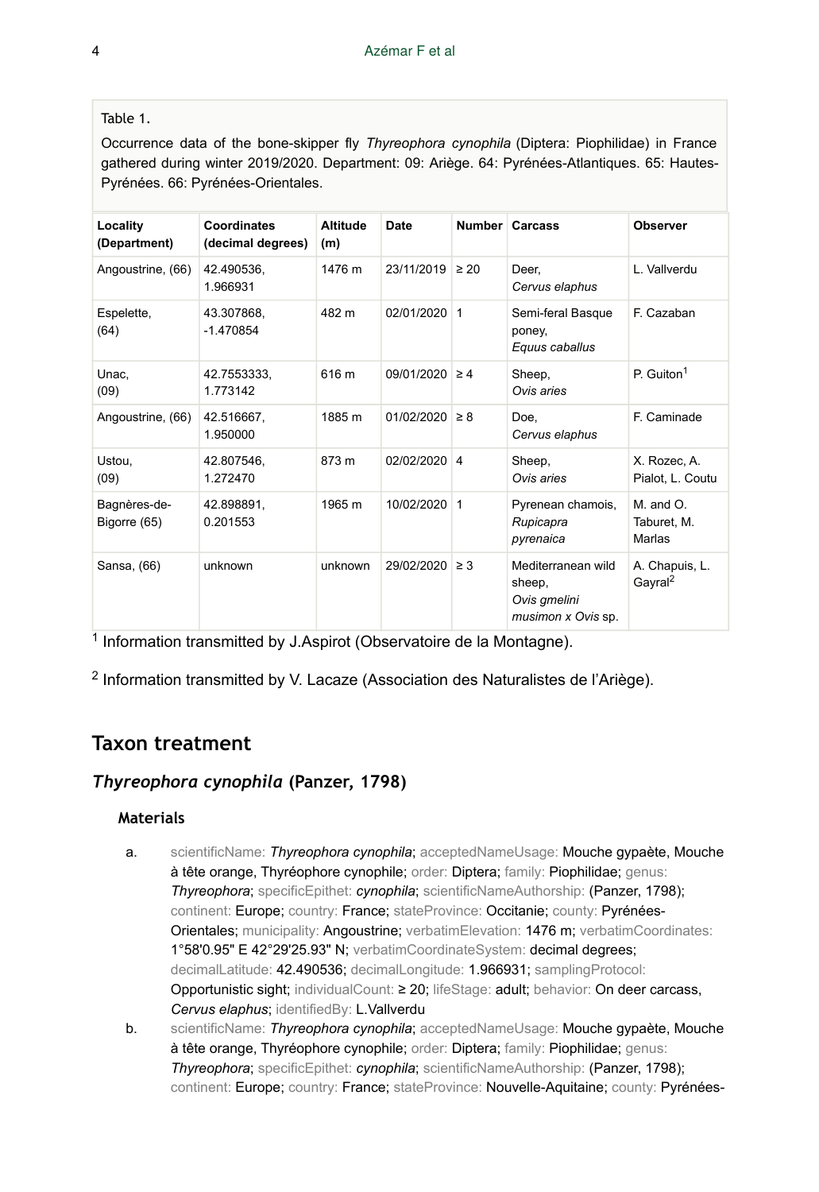Table 1.

Occurrence data of the bone-skipper fly *Thyreophora cynophila* (Diptera: Piophilidae) in France gathered during winter 2019/2020. Department: 09: Ariège. 64: Pyrénées-Atlantiques. 65: Hautes-Pyrénées. 66: Pyrénées-Orientales.

| Locality (Department) | Coordinates (decimal degrees) | Altitude (m) | Date | Number | Carcass | Observer |
|---|---|---|---|---|---|---|
| Angoustrine, (66) | 42.490536, 1.966931 | 1476 m | 23/11/2019 | ≥ 20 | Deer, *Cervus elaphus* | L. Vallverdu |
| Espelette, (64) | 43.307868, -1.470854 | 482 m | 02/01/2020 | 1 | Semi-feral Basque poney, *Equus caballus* | F. Cazaban |
| Unac, (09) | 42.7553333, 1.773142 | 616 m | 09/01/2020 | ≥ 4 | Sheep, *Ovis aries* | P. Guiton[1] |
| Angoustrine, (66) | 42.516667, 1.950000 | 1885 m | 01/02/2020 | ≥ 8 | Doe, *Cervus elaphus* | F. Caminade |
| Ustou, (09) | 42.807546, 1.272470 | 873 m | 02/02/2020 | 4 | Sheep, *Ovis aries* | X. Rozec, A. Pialot, L. Coutu |
| Bagnères-de-Bigorre (65) | 42.898891, 0.201553 | 1965 m | 10/02/2020 | 1 | Pyrenean chamois, *Rupicapra pyrenaica* | M. and O. Taburet, M. Marlas |
| Sansa, (66) | unknown | unknown | 29/02/2020 | ≥ 3 | Mediterranean wild sheep, *Ovis gmelini musimon x Ovis* sp. | A. Chapuis, L. Gayral[2] |

[1] Information transmitted by J.Aspirot (Observatoire de la Montagne).

[2] Information transmitted by V. Lacaze (Association des Naturalistes de l'Ariège).

## Taxon treatment

### *Thyreophora cynophila* (Panzer, 1798)

#### Materials

a. scientificName: *Thyreophora cynophila*; acceptedNameUsage: Mouche gypaète, Mouche à tête orange, Thyréophore cynophile; order: Diptera; family: Piophilidae; genus: *Thyreophora*; specificEpithet: *cynophila*; scientificNameAuthorship: (Panzer, 1798); continent: Europe; country: France; stateProvince: Occitanie; county: Pyrénées-Orientales; municipality: Angoustrine; verbatimElevation: 1476 m; verbatimCoordinates: 1°58'0.95" E 42°29'25.93" N; verbatimCoordinateSystem: decimal degrees; decimalLatitude: 42.490536; decimalLongitude: 1.966931; samplingProtocol: Opportunistic sight; individualCount: ≥ 20; lifeStage: adult; behavior: On deer carcass, *Cervus elaphus*; identifiedBy: L.Vallverdu

b. scientificName: *Thyreophora cynophila*; acceptedNameUsage: Mouche gypaète, Mouche à tête orange, Thyréophore cynophile; order: Diptera; family: Piophilidae; genus: *Thyreophora*; specificEpithet: *cynophila*; scientificNameAuthorship: (Panzer, 1798); continent: Europe; country: France; stateProvince: Nouvelle-Aquitaine; county: Pyrénées-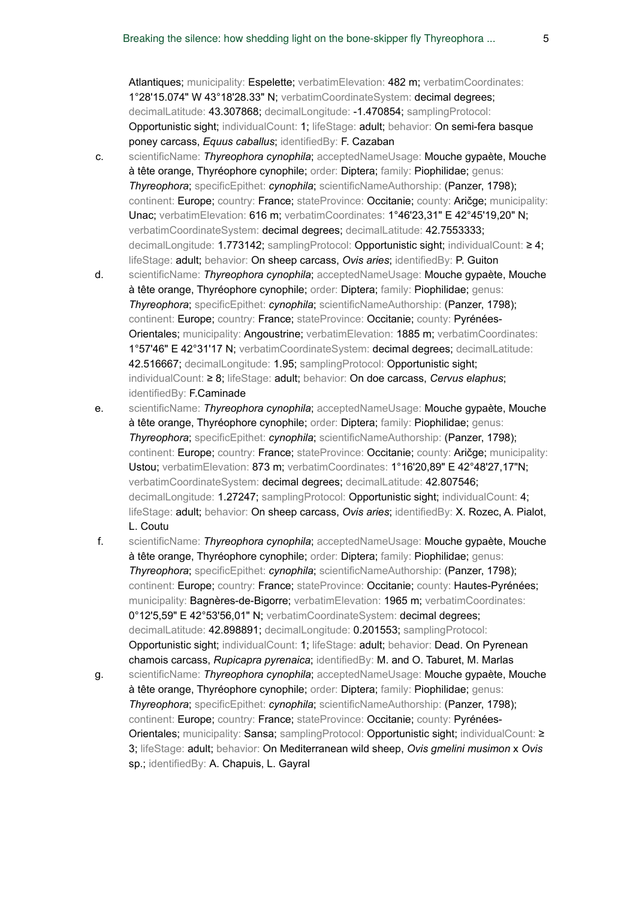Atlantiques; municipality: Espelette; verbatimElevation: 482 m; verbatimCoordinates: 1°28'15.074" W 43°18'28.33" N; verbatimCoordinateSystem: decimal degrees; decimalLatitude: 43.307868; decimalLongitude: -1.470854; samplingProtocol: Opportunistic sight; individualCount: 1; lifeStage: adult; behavior: On semi-fera basque poney carcass, *Equus caballus*; identifiedBy: F. Cazaban

c. scientificName: ***Thyreophora cynophila***; acceptedNameUsage: Mouche gypaète, Mouche à tête orange, Thyréophore cynophile; order: Diptera; family: Piophilidae; genus: *Thyreophora*; specificEpithet: ***cynophila***; scientificNameAuthorship: (Panzer, 1798); continent: Europe; country: France; stateProvince: Occitanie; county: Ariège; municipality: Unac; verbatimElevation: 616 m; verbatimCoordinates: 1°46'23,31" E 42°45'19,20" N; verbatimCoordinateSystem: decimal degrees; decimalLatitude: 42.7553333; decimalLongitude: 1.773142; samplingProtocol: Opportunistic sight; individualCount: ≥ 4; lifeStage: adult; behavior: On sheep carcass, *Ovis aries*; identifiedBy: P. Guiton

d. scientificName: ***Thyreophora cynophila***; acceptedNameUsage: Mouche gypaète, Mouche à tête orange, Thyréophore cynophile; order: Diptera; family: Piophilidae; genus: *Thyreophora*; specificEpithet: ***cynophila***; scientificNameAuthorship: (Panzer, 1798); continent: Europe; country: France; stateProvince: Occitanie; county: Pyrénées-Orientales; municipality: Angoustrine; verbatimElevation: 1885 m; verbatimCoordinates: 1°57'46" E 42°31'17 N; verbatimCoordinateSystem: decimal degrees; decimalLatitude: 42.516667; decimalLongitude: 1.95; samplingProtocol: Opportunistic sight; individualCount: ≥ 8; lifeStage: adult; behavior: On doe carcass, *Cervus elaphus*; identifiedBy: F.Caminade

e. scientificName: ***Thyreophora cynophila***; acceptedNameUsage: Mouche gypaète, Mouche à tête orange, Thyréophore cynophile; order: Diptera; family: Piophilidae; genus: *Thyreophora*; specificEpithet: ***cynophila***; scientificNameAuthorship: (Panzer, 1798); continent: Europe; country: France; stateProvince: Occitanie; county: Ariège; municipality: Ustou; verbatimElevation: 873 m; verbatimCoordinates: 1°16'20,89" E 42°48'27,17"N; verbatimCoordinateSystem: decimal degrees; decimalLatitude: 42.807546; decimalLongitude: 1.27247; samplingProtocol: Opportunistic sight; individualCount: 4; lifeStage: adult; behavior: On sheep carcass, *Ovis aries*; identifiedBy: X. Rozec, A. Pialot, L. Coutu

f. scientificName: ***Thyreophora cynophila***; acceptedNameUsage: Mouche gypaète, Mouche à tête orange, Thyréophore cynophile; order: Diptera; family: Piophilidae; genus: *Thyreophora*; specificEpithet: ***cynophila***; scientificNameAuthorship: (Panzer, 1798); continent: Europe; country: France; stateProvince: Occitanie; county: Hautes-Pyrénées; municipality: Bagnères-de-Bigorre; verbatimElevation: 1965 m; verbatimCoordinates: 0°12'5,59" E 42°53'56,01" N; verbatimCoordinateSystem: decimal degrees; decimalLatitude: 42.898891; decimalLongitude: 0.201553; samplingProtocol: Opportunistic sight; individualCount: 1; lifeStage: adult; behavior: Dead. On Pyrenean chamois carcass, *Rupicapra pyrenaica*; identifiedBy: M. and O. Taburet, M. Marlas

g. scientificName: ***Thyreophora cynophila***; acceptedNameUsage: Mouche gypaète, Mouche à tête orange, Thyréophore cynophile; order: Diptera; family: Piophilidae; genus: *Thyreophora*; specificEpithet: ***cynophila***; scientificNameAuthorship: (Panzer, 1798); continent: Europe; country: France; stateProvince: Occitanie; county: Pyrénées-Orientales; municipality: Sansa; samplingProtocol: Opportunistic sight; individualCount: ≥ 3; lifeStage: adult; behavior: On Mediterranean wild sheep, *Ovis gmelini musimon* x *Ovis* sp.; identifiedBy: A. Chapuis, L. Gayral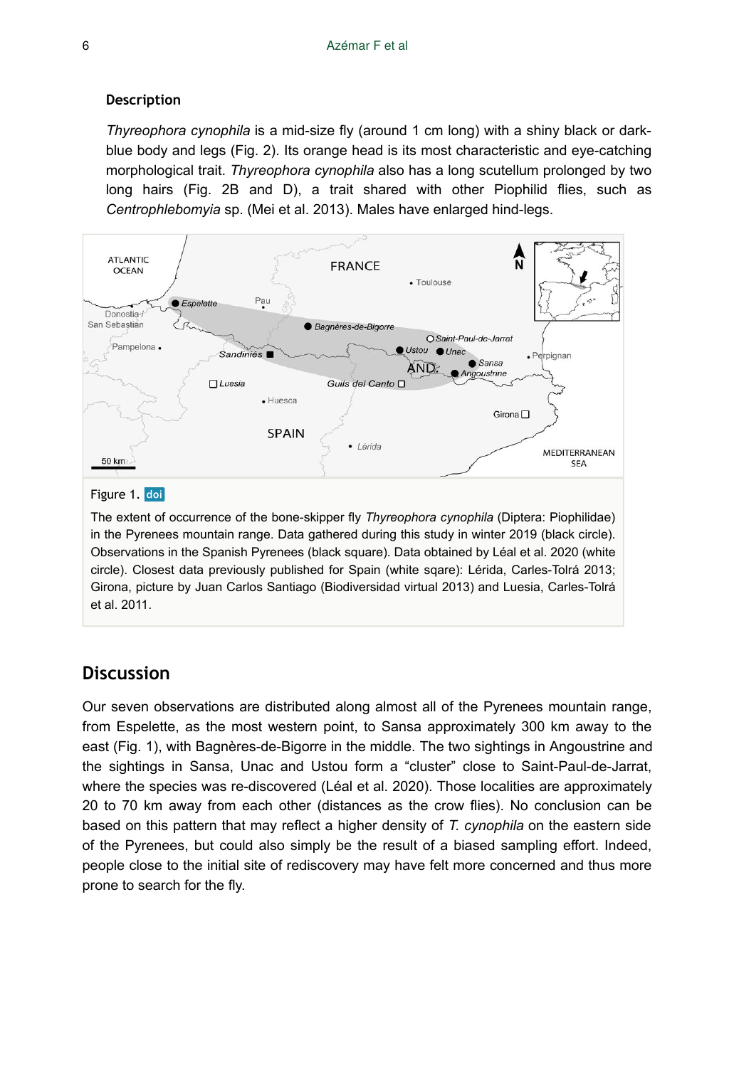### Description

*Thyreophora cynophila* is a mid-size fly (around 1 cm long) with a shiny black or dark-blue body and legs (Fig. 2). Its orange head is its most characteristic and eye-catching morphological trait. *Thyreophora cynophila* also has a long scutellum prolonged by two long hairs (Fig. 2B and D), a trait shared with other Piophilid flies, such as *Centrophlebomyia* sp. (Mei et al. 2013). Males have enlarged hind-legs.

Figure 1. doi

The extent of occurrence of the bone-skipper fly *Thyreophora cynophila* (Diptera: Piophilidae) in the Pyrenees mountain range. Data gathered during this study in winter 2019 (black circle). Observations in the Spanish Pyrenees (black square). Data obtained by Léal et al. 2020 (white circle). Closest data previously published for Spain (white sqare): Lérida, Carles-Tolrá 2013; Girona, picture by Juan Carlos Santiago (Biodiversidad virtual 2013) and Luesia, Carles-Tolrá et al. 2011.

## Discussion

Our seven observations are distributed along almost all of the Pyrenees mountain range, from Espelette, as the most western point, to Sansa approximately 300 km away to the east (Fig. 1), with Bagnères-de-Bigorre in the middle. The two sightings in Angoustrine and the sightings in Sansa, Unac and Ustou form a "cluster" close to Saint-Paul-de-Jarrat, where the species was re-discovered (Léal et al. 2020). Those localities are approximately 20 to 70 km away from each other (distances as the crow flies). No conclusion can be based on this pattern that may reflect a higher density of *T. cynophila* on the eastern side of the Pyrenees, but could also simply be the result of a biased sampling effort. Indeed, people close to the initial site of rediscovery may have felt more concerned and thus more prone to search for the fly.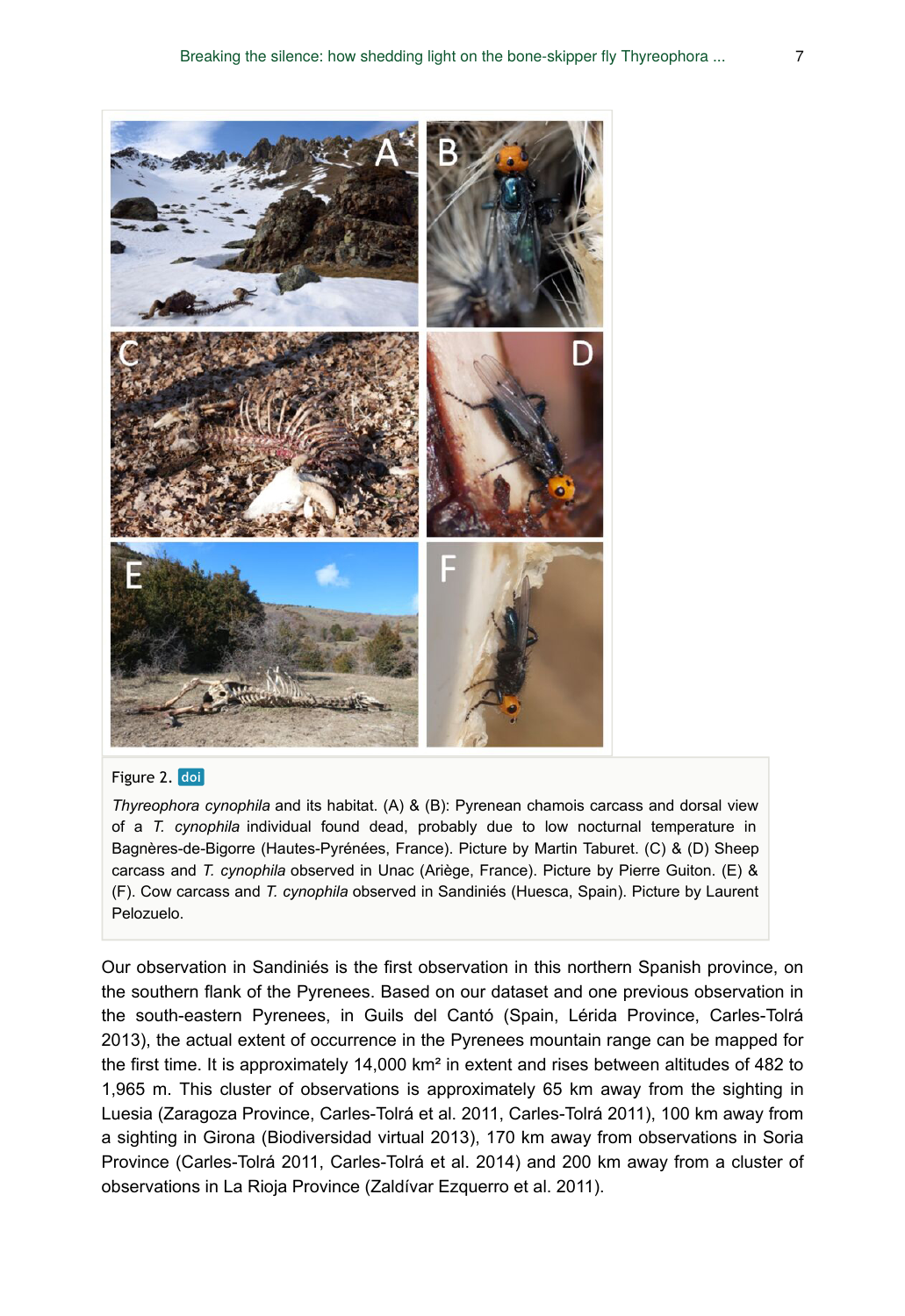Figure 2. doi

*Thyreophora cynophila* and its habitat. (A) & (B): Pyrenean chamois carcass and dorsal view of a *T. cynophila* individual found dead, probably due to low nocturnal temperature in Bagnères-de-Bigorre (Hautes-Pyrénées, France). Picture by Martin Taburet. (C) & (D) Sheep carcass and *T. cynophila* observed in Unac (Ariège, France). Picture by Pierre Guiton. (E) & (F). Cow carcass and *T. cynophila* observed in Sandiniés (Huesca, Spain). Picture by Laurent Pelozuelo.

Our observation in Sandiniés is the first observation in this northern Spanish province, on the southern flank of the Pyrenees. Based on our dataset and one previous observation in the south-eastern Pyrenees, in Guils del Cantó (Spain, Lérida Province, Carles-Tolrá 2013), the actual extent of occurrence in the Pyrenees mountain range can be mapped for the first time. It is approximately 14,000 km² in extent and rises between altitudes of 482 to 1,965 m. This cluster of observations is approximately 65 km away from the sighting in Luesia (Zaragoza Province, Carles-Tolrá et al. 2011, Carles-Tolrá 2011), 100 km away from a sighting in Girona (Biodiversidad virtual 2013), 170 km away from observations in Soria Province (Carles-Tolrá 2011, Carles-Tolrá et al. 2014) and 200 km away from a cluster of observations in La Rioja Province (Zaldívar Ezquerro et al. 2011).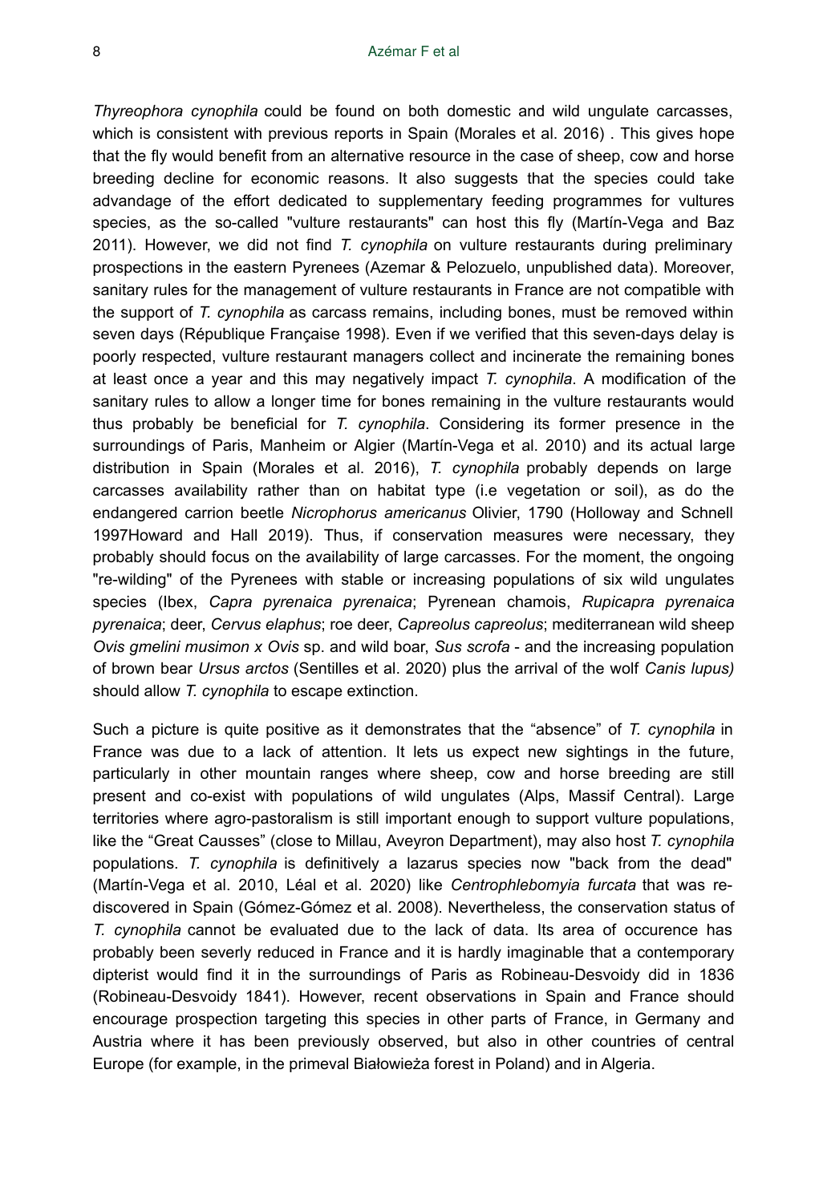*Thyreophora cynophila* could be found on both domestic and wild ungulate carcasses, which is consistent with previous reports in Spain (Morales et al. 2016) . This gives hope that the fly would benefit from an alternative resource in the case of sheep, cow and horse breeding decline for economic reasons. It also suggests that the species could take advandage of the effort dedicated to supplementary feeding programmes for vultures species, as the so-called "vulture restaurants" can host this fly (Martín-Vega and Baz 2011). However, we did not find *T. cynophila* on vulture restaurants during preliminary prospections in the eastern Pyrenees (Azemar & Pelozuelo, unpublished data). Moreover, sanitary rules for the management of vulture restaurants in France are not compatible with the support of *T. cynophila* as carcass remains, including bones, must be removed within seven days (République Française 1998). Even if we verified that this seven-days delay is poorly respected, vulture restaurant managers collect and incinerate the remaining bones at least once a year and this may negatively impact *T. cynophila*. A modification of the sanitary rules to allow a longer time for bones remaining in the vulture restaurants would thus probably be beneficial for *T. cynophila*. Considering its former presence in the surroundings of Paris, Manheim or Algier (Martín-Vega et al. 2010) and its actual large distribution in Spain (Morales et al. 2016), *T. cynophila* probably depends on large carcasses availability rather than on habitat type (i.e vegetation or soil), as do the endangered carrion beetle *Nicrophorus americanus* Olivier, 1790 (Holloway and Schnell 1997Howard and Hall 2019). Thus, if conservation measures were necessary, they probably should focus on the availability of large carcasses. For the moment, the ongoing "re-wilding" of the Pyrenees with stable or increasing populations of six wild ungulates species (Ibex, *Capra pyrenaica pyrenaica*; Pyrenean chamois, *Rupicapra pyrenaica pyrenaica*; deer, *Cervus elaphus*; roe deer, *Capreolus capreolus*; mediterranean wild sheep *Ovis gmelini musimon x Ovis* sp. and wild boar, *Sus scrofa* - and the increasing population of brown bear *Ursus arctos* (Sentilles et al. 2020) plus the arrival of the wolf *Canis lupus)* should allow *T. cynophila* to escape extinction.

Such a picture is quite positive as it demonstrates that the “absence” of *T. cynophila* in France was due to a lack of attention. It lets us expect new sightings in the future, particularly in other mountain ranges where sheep, cow and horse breeding are still present and co-exist with populations of wild ungulates (Alps, Massif Central). Large territories where agro-pastoralism is still important enough to support vulture populations, like the “Great Causses” (close to Millau, Aveyron Department), may also host *T. cynophila* populations. *T. cynophila* is definitively a lazarus species now "back from the dead" (Martín-Vega et al. 2010, Léal et al. 2020) like *Centrophlebomyia furcata* that was re-discovered in Spain (Gómez-Gómez et al. 2008). Nevertheless, the conservation status of *T. cynophila* cannot be evaluated due to the lack of data. Its area of occurence has probably been severly reduced in France and it is hardly imaginable that a contemporary dipterist would find it in the surroundings of Paris as Robineau-Desvoidy did in 1836 (Robineau-Desvoidy 1841). However, recent observations in Spain and France should encourage prospection targeting this species in other parts of France, in Germany and Austria where it has been previously observed, but also in other countries of central Europe (for example, in the primeval Białowieża forest in Poland) and in Algeria.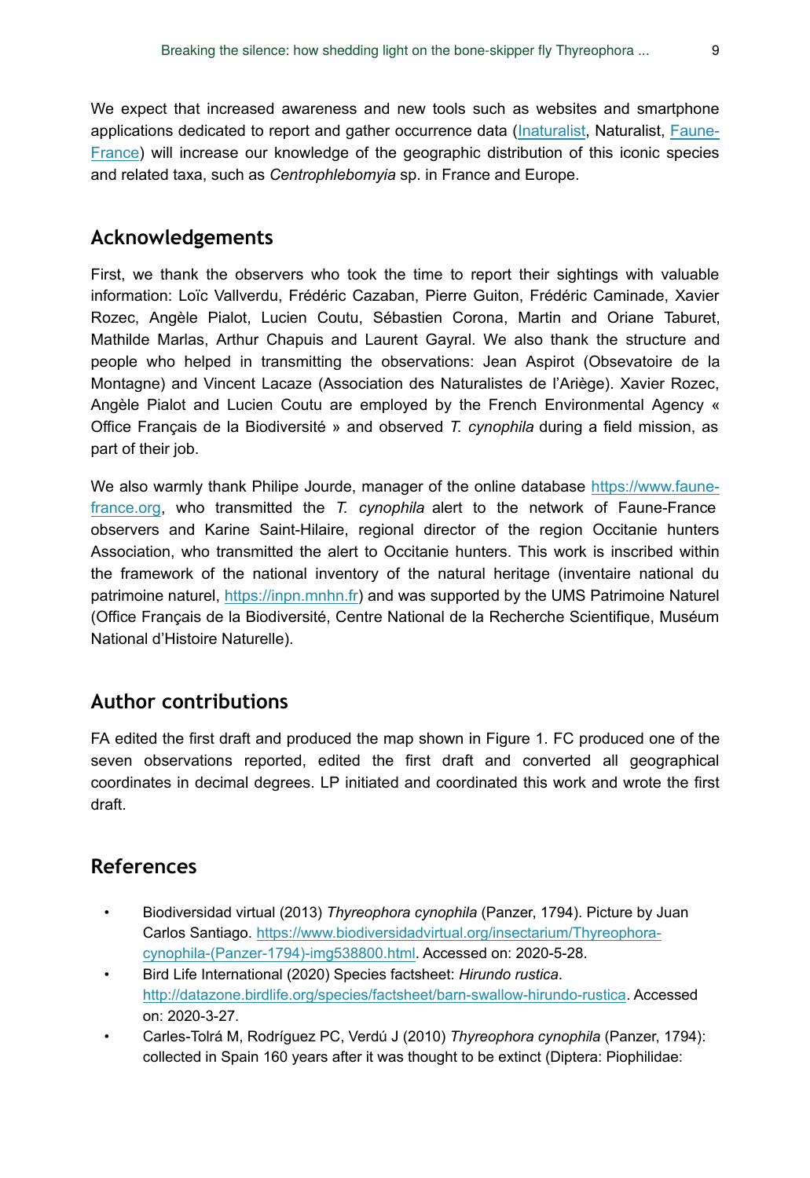We expect that increased awareness and new tools such as websites and smartphone applications dedicated to report and gather occurrence data ([Inaturalist](https://www.inaturalist.org), Naturalist, [Faune-France](https://www.faune-france.org)) will increase our knowledge of the geographic distribution of this iconic species and related taxa, such as *Centrophlebomyia* sp. in France and Europe.

## Acknowledgements

First, we thank the observers who took the time to report their sightings with valuable information: Loïc Vallverdu, Frédéric Cazaban, Pierre Guiton, Frédéric Caminade, Xavier Rozec, Angèle Pialot, Lucien Coutu, Sébastien Corona, Martin and Oriane Taburet, Mathilde Marlas, Arthur Chapuis and Laurent Gayral. We also thank the structure and people who helped in transmitting the observations: Jean Aspirot (Obsevatoire de la Montagne) and Vincent Lacaze (Association des Naturalistes de l'Ariège). Xavier Rozec, Angèle Pialot and Lucien Coutu are employed by the French Environmental Agency « Office Français de la Biodiversité » and observed *T. cynophila* during a field mission, as part of their job.

We also warmly thank Philipe Jourde, manager of the online database [https://www.faune-france.org](https://www.faune-france.org), who transmitted the *T. cynophila* alert to the network of Faune-France observers and Karine Saint-Hilaire, regional director of the region Occitanie hunters Association, who transmitted the alert to Occitanie hunters. This work is inscribed within the framework of the national inventory of the natural heritage (inventaire national du patrimoine naturel, [https://inpn.mnhn.fr](https://inpn.mnhn.fr)) and was supported by the UMS Patrimoine Naturel (Office Français de la Biodiversité, Centre National de la Recherche Scientifique, Muséum National d'Histoire Naturelle).

## Author contributions

FA edited the first draft and produced the map shown in Figure 1. FC produced one of the seven observations reported, edited the first draft and converted all geographical coordinates in decimal degrees. LP initiated and coordinated this work and wrote the first draft.

## References

- Biodiversidad virtual (2013) *Thyreophora cynophila* (Panzer, 1794). Picture by Juan Carlos Santiago. [https://www.biodiversidadvirtual.org/insectarium/Thyreophora-cynophila-(Panzer-1794)-img538800.html](https://www.biodiversidadvirtual.org/insectarium/Thyreophora-cynophila-(Panzer-1794)-img538800.html). Accessed on: 2020-5-28.
- Bird Life International (2020) Species factsheet: *Hirundo rustica*. [http://datazone.birdlife.org/species/factsheet/barn-swallow-hirundo-rustica](http://datazone.birdlife.org/species/factsheet/barn-swallow-hirundo-rustica). Accessed on: 2020-3-27.
- Carles-Tolrá M, Rodríguez PC, Verdú J (2010) *Thyreophora cynophila* (Panzer, 1794): collected in Spain 160 years after it was thought to be extinct (Diptera: Piophilidae: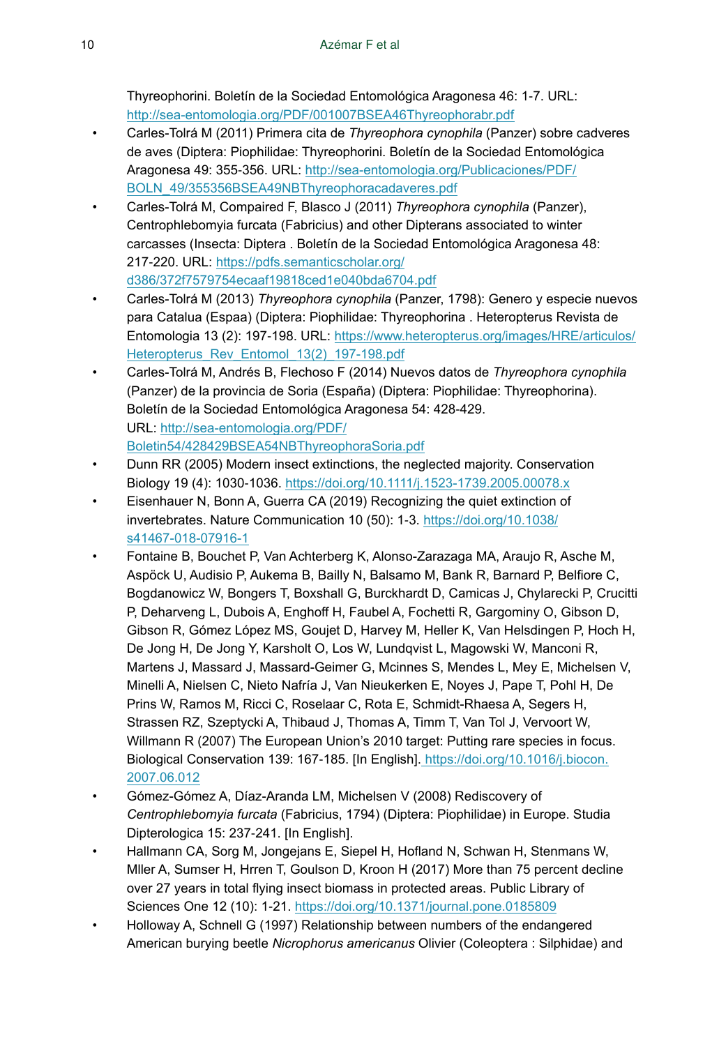Thyreophorini. Boletín de la Sociedad Entomológica Aragonesa 46: 1-7. URL: http://sea-entomologia.org/PDF/001007BSEA46Thyreophorabr.pdf

- Carles-Tolrá M (2011) Primera cita de *Thyreophora cynophila* (Panzer) sobre cadveres de aves (Diptera: Piophilidae: Thyreophorini. Boletín de la Sociedad Entomológica Aragonesa 49: 355-356. URL: http://sea-entomologia.org/Publicaciones/PDF/BOLN_49/355356BSEA49NBThyreophoracadaveres.pdf
- Carles-Tolrá M, Compaired F, Blasco J (2011) *Thyreophora cynophila* (Panzer), Centrophlebomyia furcata (Fabricius) and other Dipterans associated to winter carcasses (Insecta: Diptera . Boletín de la Sociedad Entomológica Aragonesa 48: 217-220. URL: https://pdfs.semanticscholar.org/d386/372f7579754ecaaf19818ced1e040bda6704.pdf
- Carles-Tolrá M (2013) *Thyreophora cynophila* (Panzer, 1798): Genero y especie nuevos para Catalua (Espaa) (Diptera: Piophilidae: Thyreophorina . Heteropterus Revista de Entomologia 13 (2): 197-198. URL: https://www.heteropterus.org/images/HRE/articulos/Heteropterus_Rev_Entomol_13(2)_197-198.pdf
- Carles-Tolrá M, Andrés B, Flechoso F (2014) Nuevos datos de *Thyreophora cynophila* (Panzer) de la provincia de Soria (España) (Diptera: Piophilidae: Thyreophorina). Boletín de la Sociedad Entomológica Aragonesa 54: 428-429. URL: http://sea-entomologia.org/PDF/Boletin54/428429BSEA54NBThyreophoraSoria.pdf
- Dunn RR (2005) Modern insect extinctions, the neglected majority. Conservation Biology 19 (4): 1030-1036. https://doi.org/10.1111/j.1523-1739.2005.00078.x
- Eisenhauer N, Bonn A, Guerra CA (2019) Recognizing the quiet extinction of invertebrates. Nature Communication 10 (50): 1-3. https://doi.org/10.1038/s41467-018-07916-1
- Fontaine B, Bouchet P, Van Achterberg K, Alonso-Zarazaga MA, Araujo R, Asche M, Aspöck U, Audisio P, Aukema B, Bailly N, Balsamo M, Bank R, Barnard P, Belfiore C, Bogdanowicz W, Bongers T, Boxshall G, Burckhardt D, Camicas J, Chylarecki P, Crucitti P, Deharveng L, Dubois A, Enghoff H, Faubel A, Fochetti R, Gargominy O, Gibson D, Gibson R, Gómez López MS, Goujet D, Harvey M, Heller K, Van Helsdingen P, Hoch H, De Jong H, De Jong Y, Karsholt O, Los W, Lundqvist L, Magowski W, Manconi R, Martens J, Massard J, Massard-Geimer G, Mcinnes S, Mendes L, Mey E, Michelsen V, Minelli A, Nielsen C, Nieto Nafría J, Van Nieukerken E, Noyes J, Pape T, Pohl H, De Prins W, Ramos M, Ricci C, Roselaar C, Rota E, Schmidt-Rhaesa A, Segers H, Strassen RZ, Szeptycki A, Thibaud J, Thomas A, Timm T, Van Tol J, Vervoort W, Willmann R (2007) The European Union's 2010 target: Putting rare species in focus. Biological Conservation 139: 167-185. [In English]. https://doi.org/10.1016/j.biocon.2007.06.012
- Gómez-Gómez A, Díaz-Aranda LM, Michelsen V (2008) Rediscovery of *Centrophlebomyia furcata* (Fabricius, 1794) (Diptera: Piophilidae) in Europe. Studia Dipterologica 15: 237-241. [In English].
- Hallmann CA, Sorg M, Jongejans E, Siepel H, Hofland N, Schwan H, Stenmans W, Mller A, Sumser H, Hrren T, Goulson D, Kroon H (2017) More than 75 percent decline over 27 years in total flying insect biomass in protected areas. Public Library of Sciences One 12 (10): 1-21. https://doi.org/10.1371/journal.pone.0185809
- Holloway A, Schnell G (1997) Relationship between numbers of the endangered American burying beetle *Nicrophorus americanus* Olivier (Coleoptera : Silphidae) and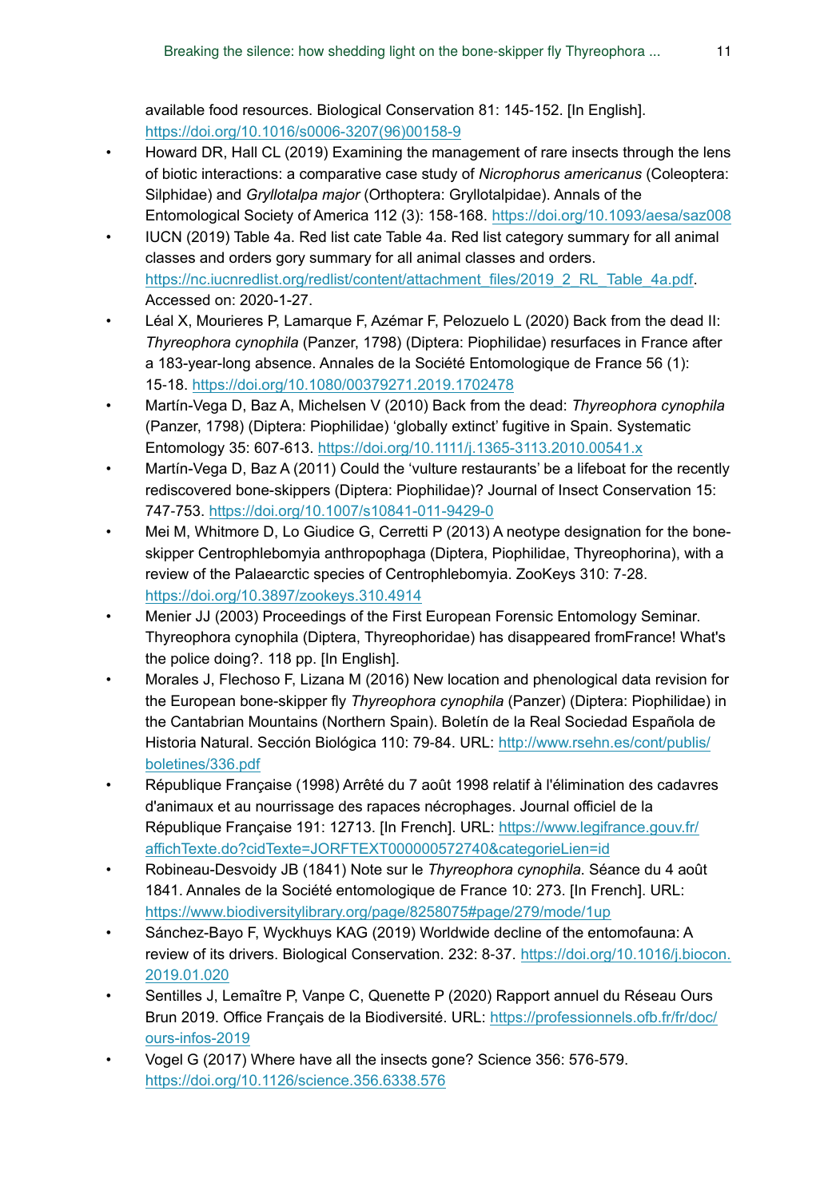available food resources. Biological Conservation 81: 145-152. [In English]. https://doi.org/10.1016/s0006-3207(96)00158-9

- Howard DR, Hall CL (2019) Examining the management of rare insects through the lens of biotic interactions: a comparative case study of *Nicrophorus americanus* (Coleoptera: Silphidae) and *Gryllotalpa major* (Orthoptera: Gryllotalpidae). Annals of the Entomological Society of America 112 (3): 158-168. https://doi.org/10.1093/aesa/saz008
- IUCN (2019) Table 4a. Red list cate Table 4a. Red list category summary for all animal classes and orders gory summary for all animal classes and orders. https://nc.iucnredlist.org/redlist/content/attachment_files/2019_2_RL_Table_4a.pdf. Accessed on: 2020-1-27.
- Léal X, Mourieres P, Lamarque F, Azémar F, Pelozuelo L (2020) Back from the dead II: *Thyreophora cynophila* (Panzer, 1798) (Diptera: Piophilidae) resurfaces in France after a 183-year-long absence. Annales de la Société Entomologique de France 56 (1): 15-18. https://doi.org/10.1080/00379271.2019.1702478
- Martín-Vega D, Baz A, Michelsen V (2010) Back from the dead: *Thyreophora cynophila* (Panzer, 1798) (Diptera: Piophilidae) 'globally extinct' fugitive in Spain. Systematic Entomology 35: 607-613. https://doi.org/10.1111/j.1365-3113.2010.00541.x
- Martín-Vega D, Baz A (2011) Could the 'vulture restaurants' be a lifeboat for the recently rediscovered bone-skippers (Diptera: Piophilidae)? Journal of Insect Conservation 15: 747-753. https://doi.org/10.1007/s10841-011-9429-0
- Mei M, Whitmore D, Lo Giudice G, Cerretti P (2013) A neotype designation for the bone-skipper Centrophlebomyia anthropophaga (Diptera, Piophilidae, Thyreophorina), with a review of the Palaearctic species of Centrophlebomyia. ZooKeys 310: 7-28. https://doi.org/10.3897/zookeys.310.4914
- Menier JJ (2003) Proceedings of the First European Forensic Entomology Seminar. Thyreophora cynophila (Diptera, Thyreophoridae) has disappeared fromFrance! What's the police doing?. 118 pp. [In English].
- Morales J, Flechoso F, Lizana M (2016) New location and phenological data revision for the European bone-skipper fly *Thyreophora cynophila* (Panzer) (Diptera: Piophilidae) in the Cantabrian Mountains (Northern Spain). Boletín de la Real Sociedad Española de Historia Natural. Sección Biológica 110: 79-84. URL: http://www.rsehn.es/cont/publis/boletines/336.pdf
- République Française (1998) Arrêté du 7 août 1998 relatif à l'élimination des cadavres d'animaux et au nourrissage des rapaces nécrophages. Journal officiel de la République Française 191: 12713. [In French]. URL: https://www.legifrance.gouv.fr/affichTexte.do?cidTexte=JORFTEXT000000572740&categorieLien=id
- Robineau-Desvoidy JB (1841) Note sur le *Thyreophora cynophila*. Séance du 4 août 1841. Annales de la Société entomologique de France 10: 273. [In French]. URL: https://www.biodiversitylibrary.org/page/8258075#page/279/mode/1up
- Sánchez-Bayo F, Wyckhuys KAG (2019) Worldwide decline of the entomofauna: A review of its drivers. Biological Conservation. 232: 8-37. https://doi.org/10.1016/j.biocon.2019.01.020
- Sentilles J, Lemaître P, Vanpe C, Quenette P (2020) Rapport annuel du Réseau Ours Brun 2019. Office Français de la Biodiversité. URL: https://professionnels.ofb.fr/fr/doc/ours-infos-2019
- Vogel G (2017) Where have all the insects gone? Science 356: 576-579. https://doi.org/10.1126/science.356.6338.576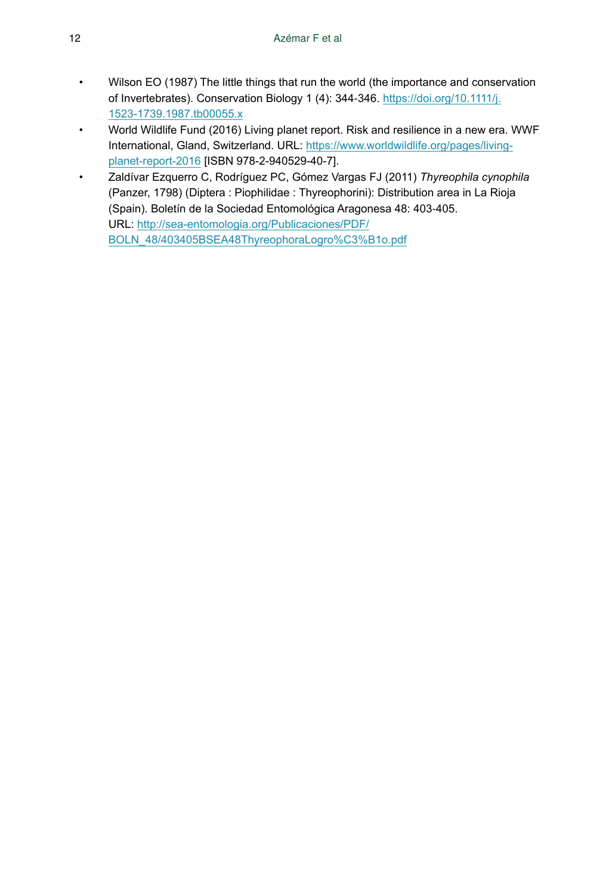- Wilson EO (1987) The little things that run the world (the importance and conservation of Invertebrates). Conservation Biology 1 (4): 344-346. https://doi.org/10.1111/j.1523-1739.1987.tb00055.x
- World Wildlife Fund (2016) Living planet report. Risk and resilience in a new era. WWF International, Gland, Switzerland. URL: https://www.worldwildlife.org/pages/living-planet-report-2016 [ISBN 978-2-940529-40-7].
- Zaldívar Ezquerro C, Rodríguez PC, Gómez Vargas FJ (2011) *Thyreophila cynophila* (Panzer, 1798) (Diptera : Piophilidae : Thyreophorini): Distribution area in La Rioja (Spain). Boletín de la Sociedad Entomológica Aragonesa 48: 403-405. URL: http://sea-entomologia.org/Publicaciones/PDF/BOLN_48/403405BSEA48ThyreophoraLogro%C3%B1o.pdf